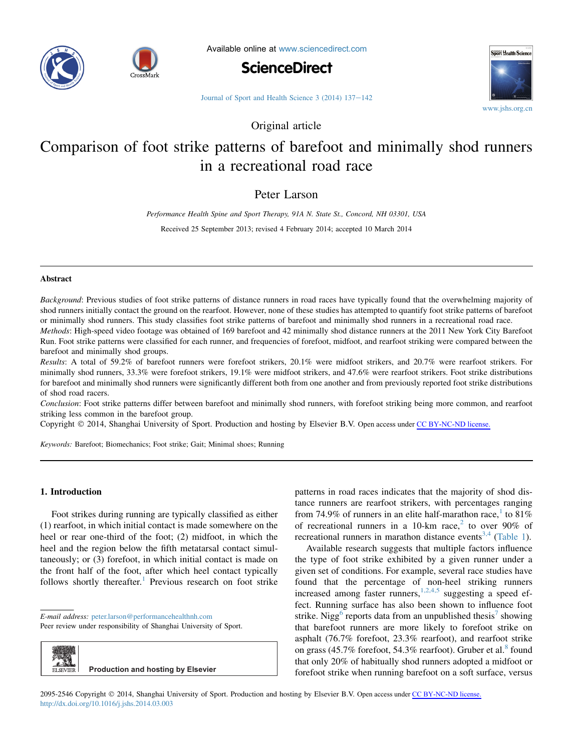Original article

# Comparison of foot strike patterns of barefoot and minimally shod runners in a recreational road race

Peter Larson

*Performance Health Spine and Sport Therapy, 91A N. State St., Concord, NH 03301, USA*

Received 25 September 2013; revised 4 February 2014; accepted 10 March 2014

## Abstract

*Background*: Previous studies of foot strike patterns of distance runners in road races have typically found that the overwhelming majority of shod runners initially contact the ground on the rearfoot. However, none of these studies has attempted to quantify foot strike patterns of barefoot or minimally shod runners. This study classifies foot strike patterns of barefoot and minimally shod runners in a recreational road race.

*Methods*: High-speed video footage was obtained of 169 barefoot and 42 minimally shod distance runners at the 2011 New York City Barefoot Run. Foot strike patterns were classified for each runner, and frequencies of forefoot, midfoot, and rearfoot striking were compared between the barefoot and minimally shod groups.

*Results*: A total of 59.2% of barefoot runners were forefoot strikers, 20.1% were midfoot strikers, and 20.7% were rearfoot strikers. For minimally shod runners, 33.3% were forefoot strikers, 19.1% were midfoot strikers, and 47.6% were rearfoot strikers. Foot strike distributions for barefoot and minimally shod runners were significantly different both from one another and from previously reported foot strike distributions of shod road racers.

*Conclusion*: Foot strike patterns differ between barefoot and minimally shod runners, with forefoot striking being more common, and rearfoot striking less common in the barefoot group.

Copyright © 2014, Shanghai University of Sport. Production and hosting by Elsevier B.V. Open access under CC BY-NC-ND license.

*Keywords:* Barefoot; Biomechanics; Foot strike; Gait; Minimal shoes; Running

## 1. Introduction

Foot strikes during running are typically classified as either (1) rearfoot, in which initial contact is made somewhere on the heel or rear one-third of the foot; (2) midfoot, in which the heel and the region below the fifth metatarsal contact simultaneously; or (3) forefoot, in which initial contact is made on the front half of the foot, after which heel contact typically follows shortly thereafter.[1] Previous research on foot strike patterns in road races indicates that the majority of shod distance runners are rearfoot strikers, with percentages ranging from 74.9% of runners in an elite half-marathon race,[1] to 81% of recreational runners in a 10-km race,[2] to over 90% of recreational runners in marathon distance events[3,4] (Table 1).

Available research suggests that multiple factors influence the type of foot strike exhibited by a given runner under a given set of conditions. For example, several race studies have found that the percentage of non-heel striking runners increased among faster runners,[1,2,4,5] suggesting a speed effect. Running surface has also been shown to influence foot strike. Nigg[6] reports data from an unpublished thesis[7] showing that barefoot runners are more likely to forefoot strike on asphalt (76.7% forefoot, 23.3% rearfoot), and rearfoot strike on grass (45.7% forefoot, 54.3% rearfoot). Gruber et al.[8] found that only 20% of habitually shod runners adopted a midfoot or forefoot strike when running barefoot on a soft surface, versus

E-mail address: peter.larson@performancehealthnh.com

Peer review under responsibility of Shanghai University of Sport.

Production and hosting by Elsevier

2095-2546 Copyright © 2014, Shanghai University of Sport. Production and hosting by Elsevier B.V. Open access under CC BY-NC-ND license.
http://dx.doi.org/10.1016/j.jshs.2014.03.003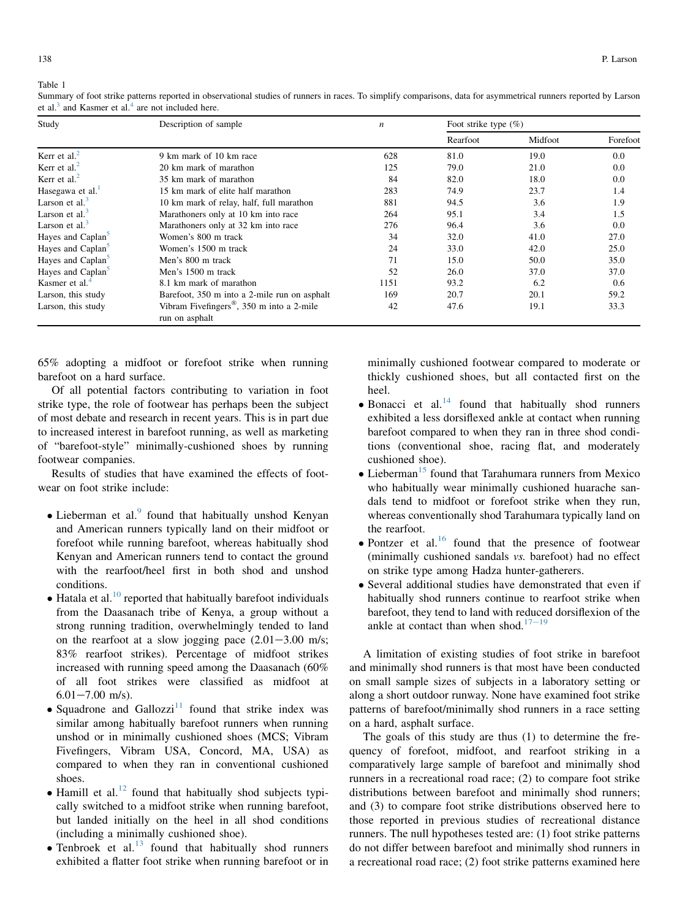Table 1
Summary of foot strike patterns reported in observational studies of runners in races. To simplify comparisons, data for asymmetrical runners reported by Larson et al.[3] and Kasmer et al.[4] are not included here.

| Study | Description of sample | *n* | Foot strike type (%) | | |
|---|---|---|---|---|---|
| | | | Rearfoot | Midfoot | Forefoot |
| Kerr et al.[2] | 9 km mark of 10 km race | 628 | 81.0 | 19.0 | 0.0 |
| Kerr et al.[2] | 20 km mark of marathon | 125 | 79.0 | 21.0 | 0.0 |
| Kerr et al.[2] | 35 km mark of marathon | 84 | 82.0 | 18.0 | 0.0 |
| Hasegawa et al.[1] | 15 km mark of elite half marathon | 283 | 74.9 | 23.7 | 1.4 |
| Larson et al.[3] | 10 km mark of relay, half, full marathon | 881 | 94.5 | 3.6 | 1.9 |
| Larson et al.[3] | Marathoners only at 10 km into race | 264 | 95.1 | 3.4 | 1.5 |
| Larson et al.[3] | Marathoners only at 32 km into race | 276 | 96.4 | 3.6 | 0.0 |
| Hayes and Caplan[5] | Women's 800 m track | 34 | 32.0 | 41.0 | 27.0 |
| Hayes and Caplan[5] | Women's 1500 m track | 24 | 33.0 | 42.0 | 25.0 |
| Hayes and Caplan[5] | Men's 800 m track | 71 | 15.0 | 50.0 | 35.0 |
| Hayes and Caplan[5] | Men's 1500 m track | 52 | 26.0 | 37.0 | 37.0 |
| Kasmer et al.[4] | 8.1 km mark of marathon | 1151 | 93.2 | 6.2 | 0.6 |
| Larson, this study | Barefoot, 350 m into a 2-mile run on asphalt | 169 | 20.7 | 20.1 | 59.2 |
| Larson, this study | Vibram Fivefingers®, 350 m into a 2-mile run on asphalt | 42 | 47.6 | 19.1 | 33.3 |

65% adopting a midfoot or forefoot strike when running barefoot on a hard surface.

Of all potential factors contributing to variation in foot strike type, the role of footwear has perhaps been the subject of most debate and research in recent years. This is in part due to increased interest in barefoot running, as well as marketing of "barefoot-style" minimally-cushioned shoes by running footwear companies.

Results of studies that have examined the effects of footwear on foot strike include:

- Lieberman et al.[9] found that habitually unshod Kenyan and American runners typically land on their midfoot or forefoot while running barefoot, whereas habitually shod Kenyan and American runners tend to contact the ground with the rearfoot/heel first in both shod and unshod conditions.
- Hatala et al.[10] reported that habitually barefoot individuals from the Daasanach tribe of Kenya, a group without a strong running tradition, overwhelmingly tended to land on the rearfoot at a slow jogging pace (2.01−3.00 m/s; 83% rearfoot strikes). Percentage of midfoot strikes increased with running speed among the Daasanach (60% of all foot strikes were classified as midfoot at 6.01−7.00 m/s).
- Squadrone and Gallozzi[11] found that strike index was similar among habitually barefoot runners when running unshod or in minimally cushioned shoes (MCS; Vibram Fivefingers, Vibram USA, Concord, MA, USA) as compared to when they ran in conventional cushioned shoes.
- Hamill et al.[12] found that habitually shod subjects typically switched to a midfoot strike when running barefoot, but landed initially on the heel in all shod conditions (including a minimally cushioned shoe).
- Tenbroek et al.[13] found that habitually shod runners exhibited a flatter foot strike when running barefoot or in minimally cushioned footwear compared to moderate or thickly cushioned shoes, but all contacted first on the heel.
- Bonacci et al.[14] found that habitually shod runners exhibited a less dorsiflexed ankle at contact when running barefoot compared to when they ran in three shod conditions (conventional shoe, racing flat, and moderately cushioned shoe).
- Lieberman[15] found that Tarahumara runners from Mexico who habitually wear minimally cushioned huarache sandals tend to midfoot or forefoot strike when they run, whereas conventionally shod Tarahumara typically land on the rearfoot.
- Pontzer et al.[16] found that the presence of footwear (minimally cushioned sandals *vs.* barefoot) had no effect on strike type among Hadza hunter-gatherers.
- Several additional studies have demonstrated that even if habitually shod runners continue to rearfoot strike when barefoot, they tend to land with reduced dorsiflexion of the ankle at contact than when shod.[17−19]

A limitation of existing studies of foot strike in barefoot and minimally shod runners is that most have been conducted on small sample sizes of subjects in a laboratory setting or along a short outdoor runway. None have examined foot strike patterns of barefoot/minimally shod runners in a race setting on a hard, asphalt surface.

The goals of this study are thus (1) to determine the frequency of forefoot, midfoot, and rearfoot striking in a comparatively large sample of barefoot and minimally shod runners in a recreational road race; (2) to compare foot strike distributions between barefoot and minimally shod runners; and (3) to compare foot strike distributions observed here to those reported in previous studies of recreational distance runners. The null hypotheses tested are: (1) foot strike patterns do not differ between barefoot and minimally shod runners in a recreational road race; (2) foot strike patterns examined here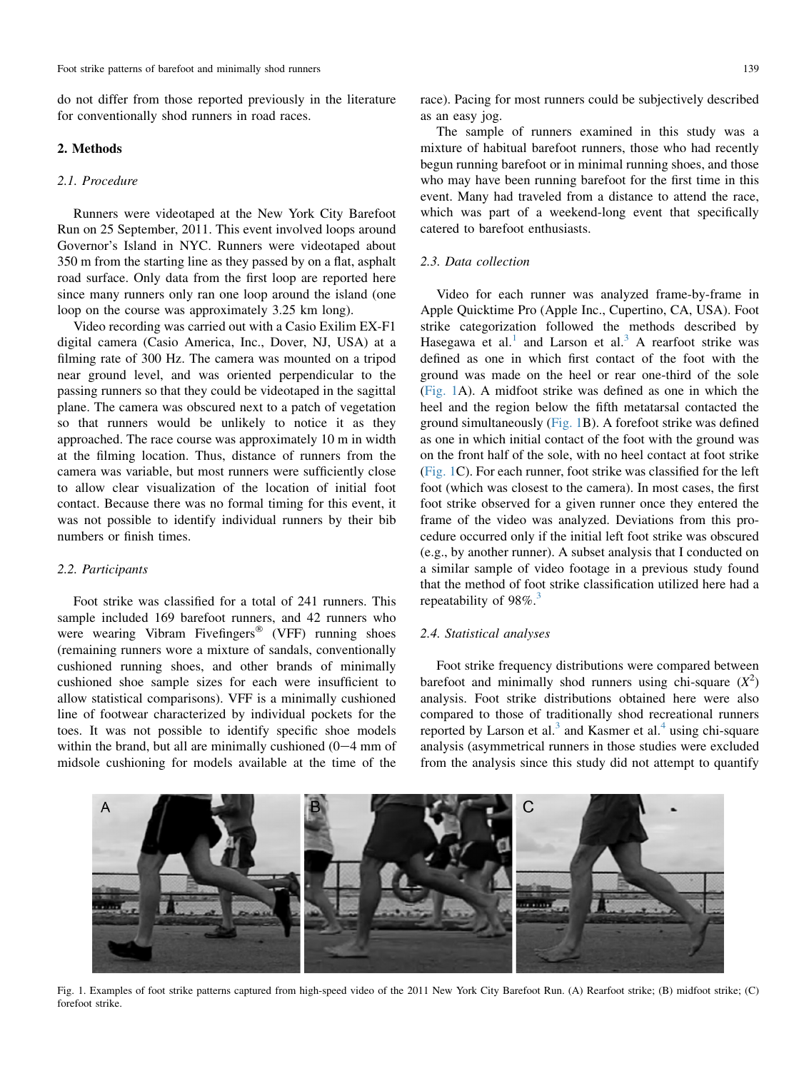do not differ from those reported previously in the literature for conventionally shod runners in road races.

## 2. Methods

### *2.1. Procedure*

Runners were videotaped at the New York City Barefoot Run on 25 September, 2011. This event involved loops around Governor's Island in NYC. Runners were videotaped about 350 m from the starting line as they passed by on a flat, asphalt road surface. Only data from the first loop are reported here since many runners only ran one loop around the island (one loop on the course was approximately 3.25 km long).

Video recording was carried out with a Casio Exilim EX-F1 digital camera (Casio America, Inc., Dover, NJ, USA) at a filming rate of 300 Hz. The camera was mounted on a tripod near ground level, and was oriented perpendicular to the passing runners so that they could be videotaped in the sagittal plane. The camera was obscured next to a patch of vegetation so that runners would be unlikely to notice it as they approached. The race course was approximately 10 m in width at the filming location. Thus, distance of runners from the camera was variable, but most runners were sufficiently close to allow clear visualization of the location of initial foot contact. Because there was no formal timing for this event, it was not possible to identify individual runners by their bib numbers or finish times.

### *2.2. Participants*

Foot strike was classified for a total of 241 runners. This sample included 169 barefoot runners, and 42 runners who were wearing Vibram Fivefingers® (VFF) running shoes (remaining runners wore a mixture of sandals, conventionally cushioned running shoes, and other brands of minimally cushioned shoe sample sizes for each were insufficient to allow statistical comparisons). VFF is a minimally cushioned line of footwear characterized by individual pockets for the toes. It was not possible to identify specific shoe models within the brand, but all are minimally cushioned (0−4 mm of midsole cushioning for models available at the time of the race). Pacing for most runners could be subjectively described as an easy jog.

The sample of runners examined in this study was a mixture of habitual barefoot runners, those who had recently begun running barefoot or in minimal running shoes, and those who may have been running barefoot for the first time in this event. Many had traveled from a distance to attend the race, which was part of a weekend-long event that specifically catered to barefoot enthusiasts.

### *2.3. Data collection*

Video for each runner was analyzed frame-by-frame in Apple Quicktime Pro (Apple Inc., Cupertino, CA, USA). Foot strike categorization followed the methods described by Hasegawa et al.[1] and Larson et al.[3] A rearfoot strike was defined as one in which first contact of the foot with the ground was made on the heel or rear one-third of the sole (Fig. 1A). A midfoot strike was defined as one in which the heel and the region below the fifth metatarsal contacted the ground simultaneously (Fig. 1B). A forefoot strike was defined as one in which initial contact of the foot with the ground was on the front half of the sole, with no heel contact at foot strike (Fig. 1C). For each runner, foot strike was classified for the left foot (which was closest to the camera). In most cases, the first foot strike observed for a given runner once they entered the frame of the video was analyzed. Deviations from this procedure occurred only if the initial left foot strike was obscured (e.g., by another runner). A subset analysis that I conducted on a similar sample of video footage in a previous study found that the method of foot strike classification utilized here had a repeatability of 98%.[3]

### *2.4. Statistical analyses*

Foot strike frequency distributions were compared between barefoot and minimally shod runners using chi-square ($X^2$) analysis. Foot strike distributions obtained here were also compared to those of traditionally shod recreational runners reported by Larson et al.[3] and Kasmer et al.[4] using chi-square analysis (asymmetrical runners in those studies were excluded from the analysis since this study did not attempt to quantify

Fig. 1. Examples of foot strike patterns captured from high-speed video of the 2011 New York City Barefoot Run. (A) Rearfoot strike; (B) midfoot strike; (C) forefoot strike.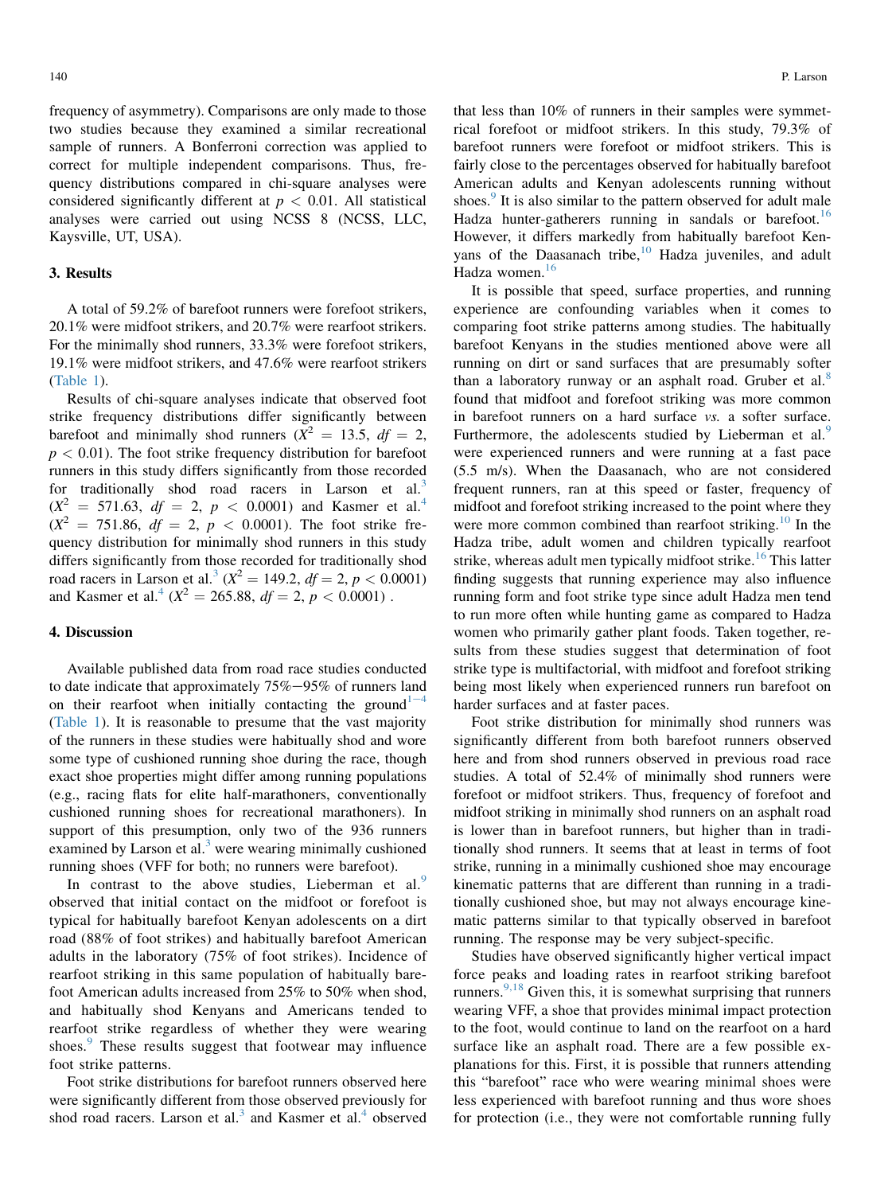frequency of asymmetry). Comparisons are only made to those two studies because they examined a similar recreational sample of runners. A Bonferroni correction was applied to correct for multiple independent comparisons. Thus, frequency distributions compared in chi-square analyses were considered significantly different at $p < 0.01$. All statistical analyses were carried out using NCSS 8 (NCSS, LLC, Kaysville, UT, USA).

## 3. Results

A total of 59.2% of barefoot runners were forefoot strikers, 20.1% were midfoot strikers, and 20.7% were rearfoot strikers. For the minimally shod runners, 33.3% were forefoot strikers, 19.1% were midfoot strikers, and 47.6% were rearfoot strikers (Table 1).

Results of chi-square analyses indicate that observed foot strike frequency distributions differ significantly between barefoot and minimally shod runners ($X^2 = 13.5$, $df = 2$, $p < 0.01$). The foot strike frequency distribution for barefoot runners in this study differs significantly from those recorded for traditionally shod road racers in Larson et al.[3] ($X^2 = 571.63$, $df = 2$, $p < 0.0001$) and Kasmer et al.[4] ($X^2 = 751.86$, $df = 2$, $p < 0.0001$). The foot strike frequency distribution for minimally shod runners in this study differs significantly from those recorded for traditionally shod road racers in Larson et al.[3] ($X^2 = 149.2$, $df = 2$, $p < 0.0001$) and Kasmer et al.[4] ($X^2 = 265.88$, $df = 2$, $p < 0.0001$) .

## 4. Discussion

Available published data from road race studies conducted to date indicate that approximately 75%–95% of runners land on their rearfoot when initially contacting the ground[1–4] (Table 1). It is reasonable to presume that the vast majority of the runners in these studies were habitually shod and wore some type of cushioned running shoe during the race, though exact shoe properties might differ among running populations (e.g., racing flats for elite half-marathoners, conventionally cushioned running shoes for recreational marathoners). In support of this presumption, only two of the 936 runners examined by Larson et al.[3] were wearing minimally cushioned running shoes (VFF for both; no runners were barefoot).

In contrast to the above studies, Lieberman et al.[9] observed that initial contact on the midfoot or forefoot is typical for habitually barefoot Kenyan adolescents on a dirt road (88% of foot strikes) and habitually barefoot American adults in the laboratory (75% of foot strikes). Incidence of rearfoot striking in this same population of habitually barefoot American adults increased from 25% to 50% when shod, and habitually shod Kenyans and Americans tended to rearfoot strike regardless of whether they were wearing shoes.[9] These results suggest that footwear may influence foot strike patterns.

Foot strike distributions for barefoot runners observed here were significantly different from those observed previously for shod road racers. Larson et al.[3] and Kasmer et al.[4] observed that less than 10% of runners in their samples were symmetrical forefoot or midfoot strikers. In this study, 79.3% of barefoot runners were forefoot or midfoot strikers. This is fairly close to the percentages observed for habitually barefoot American adults and Kenyan adolescents running without shoes.[9] It is also similar to the pattern observed for adult male Hadza hunter-gatherers running in sandals or barefoot.[16] However, it differs markedly from habitually barefoot Kenyans of the Daasanach tribe,[10] Hadza juveniles, and adult Hadza women.[16]

It is possible that speed, surface properties, and running experience are confounding variables when it comes to comparing foot strike patterns among studies. The habitually barefoot Kenyans in the studies mentioned above were all running on dirt or sand surfaces that are presumably softer than a laboratory runway or an asphalt road. Gruber et al.[8] found that midfoot and forefoot striking was more common in barefoot runners on a hard surface *vs.* a softer surface. Furthermore, the adolescents studied by Lieberman et al.[9] were experienced runners and were running at a fast pace (5.5 m/s). When the Daasanach, who are not considered frequent runners, ran at this speed or faster, frequency of midfoot and forefoot striking increased to the point where they were more common combined than rearfoot striking.[10] In the Hadza tribe, adult women and children typically rearfoot strike, whereas adult men typically midfoot strike.[16] This latter finding suggests that running experience may also influence running form and foot strike type since adult Hadza men tend to run more often while hunting game as compared to Hadza women who primarily gather plant foods. Taken together, results from these studies suggest that determination of foot strike type is multifactorial, with midfoot and forefoot striking being most likely when experienced runners run barefoot on harder surfaces and at faster paces.

Foot strike distribution for minimally shod runners was significantly different from both barefoot runners observed here and from shod runners observed in previous road race studies. A total of 52.4% of minimally shod runners were forefoot or midfoot strikers. Thus, frequency of forefoot and midfoot striking in minimally shod runners on an asphalt road is lower than in barefoot runners, but higher than in traditionally shod runners. It seems that at least in terms of foot strike, running in a minimally cushioned shoe may encourage kinematic patterns that are different than running in a traditionally cushioned shoe, but may not always encourage kinematic patterns similar to that typically observed in barefoot running. The response may be very subject-specific.

Studies have observed significantly higher vertical impact force peaks and loading rates in rearfoot striking barefoot runners.[9,18] Given this, it is somewhat surprising that runners wearing VFF, a shoe that provides minimal impact protection to the foot, would continue to land on the rearfoot on a hard surface like an asphalt road. There are a few possible explanations for this. First, it is possible that runners attending this "barefoot" race who were wearing minimal shoes were less experienced with barefoot running and thus wore shoes for protection (i.e., they were not comfortable running fully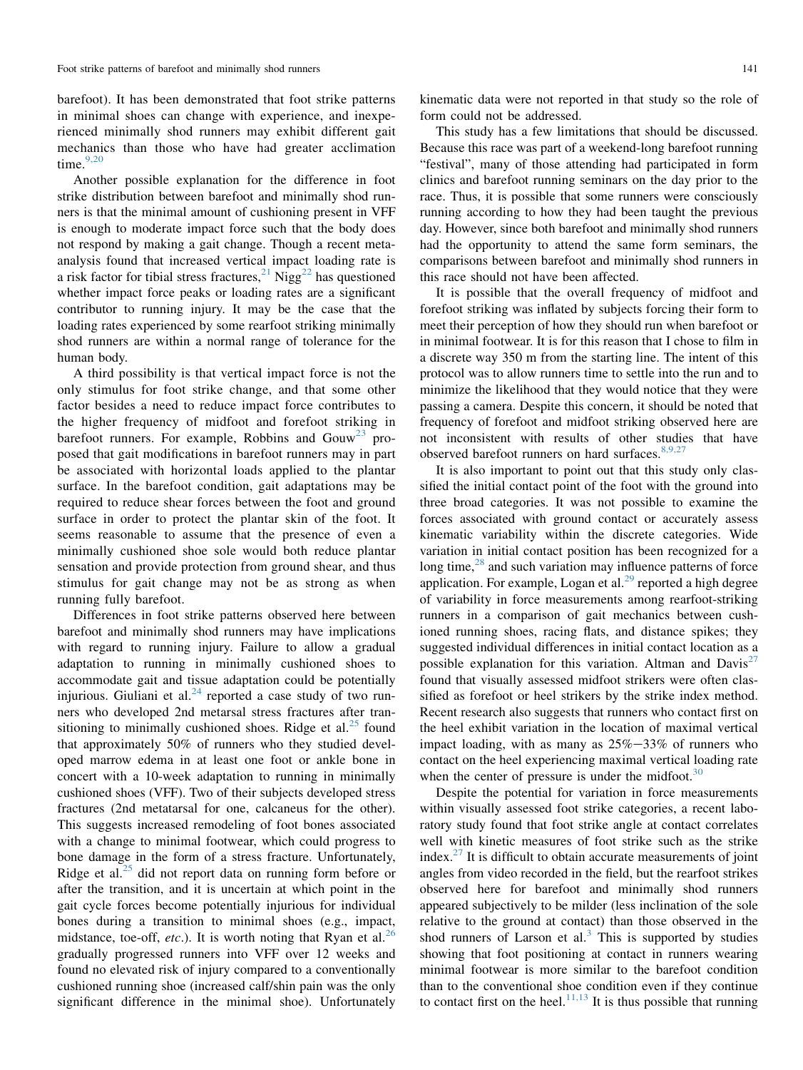barefoot). It has been demonstrated that foot strike patterns in minimal shoes can change with experience, and inexperienced minimally shod runners may exhibit different gait mechanics than those who have had greater acclimation time.[9,20]

Another possible explanation for the difference in foot strike distribution between barefoot and minimally shod runners is that the minimal amount of cushioning present in VFF is enough to moderate impact force such that the body does not respond by making a gait change. Though a recent meta-analysis found that increased vertical impact loading rate is a risk factor for tibial stress fractures,[21] Nigg[22] has questioned whether impact force peaks or loading rates are a significant contributor to running injury. It may be the case that the loading rates experienced by some rearfoot striking minimally shod runners are within a normal range of tolerance for the human body.

A third possibility is that vertical impact force is not the only stimulus for foot strike change, and that some other factor besides a need to reduce impact force contributes to the higher frequency of midfoot and forefoot striking in barefoot runners. For example, Robbins and Gouw[23] proposed that gait modifications in barefoot runners may in part be associated with horizontal loads applied to the plantar surface. In the barefoot condition, gait adaptations may be required to reduce shear forces between the foot and ground surface in order to protect the plantar skin of the foot. It seems reasonable to assume that the presence of even a minimally cushioned shoe sole would both reduce plantar sensation and provide protection from ground shear, and thus stimulus for gait change may not be as strong as when running fully barefoot.

Differences in foot strike patterns observed here between barefoot and minimally shod runners may have implications with regard to running injury. Failure to allow a gradual adaptation to running in minimally cushioned shoes to accommodate gait and tissue adaptation could be potentially injurious. Giuliani et al.[24] reported a case study of two runners who developed 2nd metatarsal stress fractures after transitioning to minimally cushioned shoes. Ridge et al.[25] found that approximately 50% of runners who they studied developed marrow edema in at least one foot or ankle bone in concert with a 10-week adaptation to running in minimally cushioned shoes (VFF). Two of their subjects developed stress fractures (2nd metatarsal for one, calcaneus for the other). This suggests increased remodeling of foot bones associated with a change to minimal footwear, which could progress to bone damage in the form of a stress fracture. Unfortunately, Ridge et al.[25] did not report data on running form before or after the transition, and it is uncertain at which point in the gait cycle forces become potentially injurious for individual bones during a transition to minimal shoes (e.g., impact, midstance, toe-off, *etc*.). It is worth noting that Ryan et al.[26] gradually progressed runners into VFF over 12 weeks and found no elevated risk of injury compared to a conventionally cushioned running shoe (increased calf/shin pain was the only significant difference in the minimal shoe). Unfortunately kinematic data were not reported in that study so the role of form could not be addressed.

This study has a few limitations that should be discussed. Because this race was part of a weekend-long barefoot running "festival", many of those attending had participated in form clinics and barefoot running seminars on the day prior to the race. Thus, it is possible that some runners were consciously running according to how they had been taught the previous day. However, since both barefoot and minimally shod runners had the opportunity to attend the same form seminars, the comparisons between barefoot and minimally shod runners in this race should not have been affected.

It is possible that the overall frequency of midfoot and forefoot striking was inflated by subjects forcing their form to meet their perception of how they should run when barefoot or in minimal footwear. It is for this reason that I chose to film in a discrete way 350 m from the starting line. The intent of this protocol was to allow runners time to settle into the run and to minimize the likelihood that they would notice that they were passing a camera. Despite this concern, it should be noted that frequency of forefoot and midfoot striking observed here are not inconsistent with results of other studies that have observed barefoot runners on hard surfaces.[8,9,27]

It is also important to point out that this study only classified the initial contact point of the foot with the ground into three broad categories. It was not possible to examine the forces associated with ground contact or accurately assess kinematic variability within the discrete categories. Wide variation in initial contact position has been recognized for a long time,[28] and such variation may influence patterns of force application. For example, Logan et al.[29] reported a high degree of variability in force measurements among rearfoot-striking runners in a comparison of gait mechanics between cushioned running shoes, racing flats, and distance spikes; they suggested individual differences in initial contact location as a possible explanation for this variation. Altman and Davis[27] found that visually assessed midfoot strikers were often classified as forefoot or heel strikers by the strike index method. Recent research also suggests that runners who contact first on the heel exhibit variation in the location of maximal vertical impact loading, with as many as 25%–33% of runners who contact on the heel experiencing maximal vertical loading rate when the center of pressure is under the midfoot.[30]

Despite the potential for variation in force measurements within visually assessed foot strike categories, a recent laboratory study found that foot strike angle at contact correlates well with kinetic measures of foot strike such as the strike index.[27] It is difficult to obtain accurate measurements of joint angles from video recorded in the field, but the rearfoot strikes observed here for barefoot and minimally shod runners appeared subjectively to be milder (less inclination of the sole relative to the ground at contact) than those observed in the shod runners of Larson et al.[3] This is supported by studies showing that foot positioning at contact in runners wearing minimal footwear is more similar to the barefoot condition than to the conventional shoe condition even if they continue to contact first on the heel.[11,13] It is thus possible that running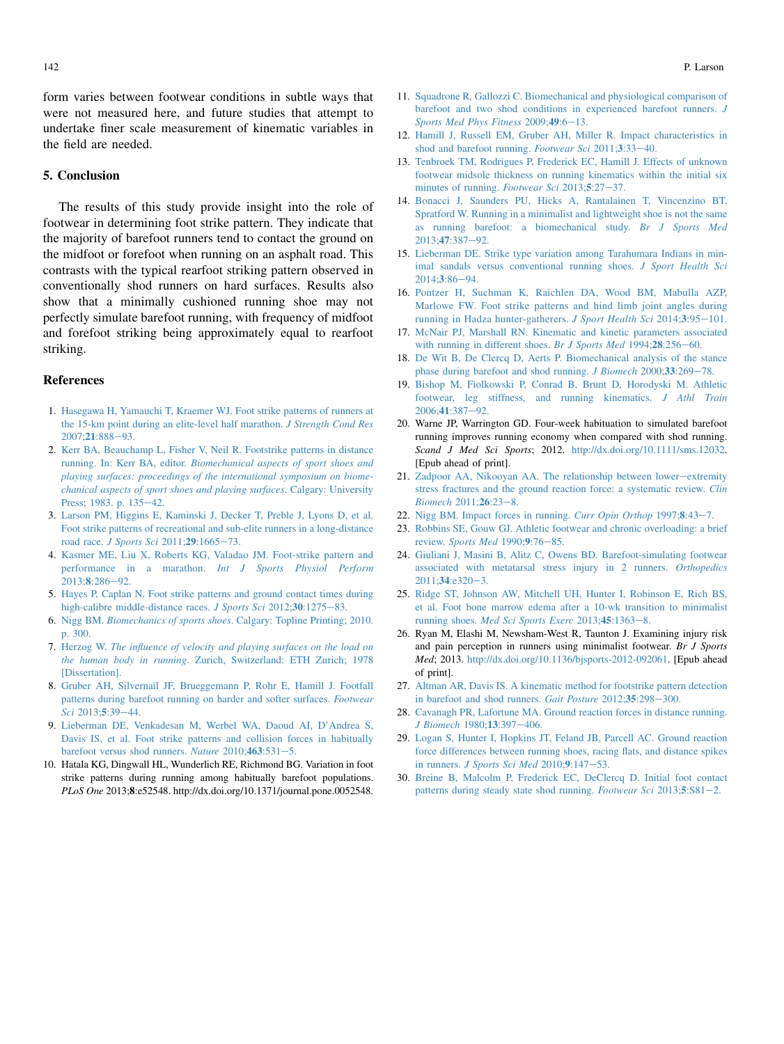form varies between footwear conditions in subtle ways that were not measured here, and future studies that attempt to undertake finer scale measurement of kinematic variables in the field are needed.

## 5. Conclusion

The results of this study provide insight into the role of footwear in determining foot strike pattern. They indicate that the majority of barefoot runners tend to contact the ground on the midfoot or forefoot when running on an asphalt road. This contrasts with the typical rearfoot striking pattern observed in conventionally shod runners on hard surfaces. Results also show that a minimally cushioned running shoe may not perfectly simulate barefoot running, with frequency of midfoot and forefoot striking being approximately equal to rearfoot striking.

## References

1. Hasegawa H, Yamauchi T, Kraemer WJ. Foot strike patterns of runners at the 15-km point during an elite-level half marathon. *J Strength Cond Res* 2007;**21**:888−93.
2. Kerr BA, Beauchamp L, Fisher V, Neil R. Footstrike patterns in distance running. In: Kerr BA, editor. *Biomechanical aspects of sport shoes and playing surfaces: proceedings of the international symposium on biomechanical aspects of sport shoes and playing surfaces*. Calgary: University Press; 1983. p. 135−42.
3. Larson PM, Higgins E, Kaminski J, Decker T, Preble J, Lyons D, et al. Foot strike patterns of recreational and sub-elite runners in a long-distance road race. *J Sports Sci* 2011;**29**:1665−73.
4. Kasmer ME, Liu X, Roberts KG, Valadao JM. Foot-strike pattern and performance in a marathon. *Int J Sports Physiol Perform* 2013;**8**:286−92.
5. Hayes P, Caplan N. Foot strike patterns and ground contact times during high-calibre middle-distance races. *J Sports Sci* 2012;**30**:1275−83.
6. Nigg BM. *Biomechanics of sports shoes*. Calgary: Topline Printing; 2010. p. 300.
7. Herzog W. *The influence of velocity and playing surfaces on the load on the human body in running*. Zurich, Switzerland: ETH Zurich; 1978 [Dissertation].
8. Gruber AH, Silvernail JF, Brueggemann P, Rohr E, Hamill J. Footfall patterns during barefoot running on harder and softer surfaces. *Footwear Sci* 2013;**5**:39−44.
9. Lieberman DE, Venkadesan M, Werbel WA, Daoud AI, D'Andrea S, Davis IS, et al. Foot strike patterns and collision forces in habitually barefoot versus shod runners. *Nature* 2010;**463**:531−5.
10. Hatala KG, Dingwall HL, Wunderlich RE, Richmond BG. Variation in foot strike patterns during running among habitually barefoot populations. *PLoS One* 2013;**8**:e52548. http://dx.doi.org/10.1371/journal.pone.0052548.
11. Squadrone R, Gallozzi C. Biomechanical and physiological comparison of barefoot and two shod conditions in experienced barefoot runners. *J Sports Med Phys Fitness* 2009;**49**:6−13.
12. Hamill J, Russell EM, Gruber AH, Miller R. Impact characteristics in shod and barefoot running. *Footwear Sci* 2011;**3**:33−40.
13. Tenbroek TM, Rodrigues P, Frederick EC, Hamill J. Effects of unknown footwear midsole thickness on running kinematics within the initial six minutes of running. *Footwear Sci* 2013;**5**:27−37.
14. Bonacci J, Saunders PU, Hicks A, Rantalainen T, Vincenzino BT, Spratford W. Running in a minimalist and lightweight shoe is not the same as running barefoot: a biomechanical study. *Br J Sports Med* 2013;**47**:387−92.
15. Lieberman DE. Strike type variation among Tarahumara Indians in minimal sandals versus conventional running shoes. *J Sport Health Sci* 2014;**3**:86−94.
16. Pontzer H, Suchman K, Raichlen DA, Wood BM, Mabulla AZP, Marlowe FW. Foot strike patterns and hind limb joint angles during running in Hadza hunter-gatherers. *J Sport Health Sci* 2014;**3**:95−101.
17. McNair PJ, Marshall RN. Kinematic and kinetic parameters associated with running in different shoes. *Br J Sports Med* 1994;**28**:256−60.
18. De Wit B, De Clercq D, Aerts P. Biomechanical analysis of the stance phase during barefoot and shod running. *J Biomech* 2000;**33**:269−78.
19. Bishop M, Fiolkowski P, Conrad B, Brunt D, Horodyski M. Athletic footwear, leg stiffness, and running kinematics. *J Athl Train* 2006;**41**:387−92.
20. Warne JP, Warrington GD. Four-week habituation to simulated barefoot running improves running economy when compared with shod running. *Scand J Med Sci Sports*; 2012. http://dx.doi.org/10.1111/sms.12032. [Epub ahead of print].
21. Zadpoor AA, Nikooyan AA. The relationship between lower−extremity stress fractures and the ground reaction force: a systematic review. *Clin Biomech* 2011;**26**:23−8.
22. Nigg BM. Impact forces in running. *Curr Opin Orthop* 1997;**8**:43−7.
23. Robbins SE, Gouw GJ. Athletic footwear and chronic overloading: a brief review. *Sports Med* 1990;**9**:76−85.
24. Giuliani J, Masini B, Alitz C, Owens BD. Barefoot-simulating footwear associated with metatarsal stress injury in 2 runners. *Orthopedics* 2011;**34**:e320−3.
25. Ridge ST, Johnson AW, Mitchell UH, Hunter I, Robinson E, Rich BS, et al. Foot bone marrow edema after a 10-wk transition to minimalist running shoes. *Med Sci Sports Exerc* 2013;**45**:1363−8.
26. Ryan M, Elashi M, Newsham-West R, Taunton J. Examining injury risk and pain perception in runners using minimalist footwear. *Br J Sports Med*; 2013. http://dx.doi.org/10.1136/bjsports-2012-092061. [Epub ahead of print].
27. Altman AR, Davis IS. A kinematic method for footstrike pattern detection in barefoot and shod runners. *Gait Posture* 2012;**35**:298−300.
28. Cavanagh PR, Lafortune MA. Ground reaction forces in distance running. *J Biomech* 1980;**13**:397−406.
29. Logan S, Hunter I, Hopkins JT, Feland JB, Parcell AC. Ground reaction force differences between running shoes, racing flats, and distance spikes in runners. *J Sports Sci Med* 2010;**9**:147−53.
30. Breine B, Malcolm P, Frederick EC, DeClercq D. Initial foot contact patterns during steady state shod running. *Footwear Sci* 2013;**5**:S81−2.